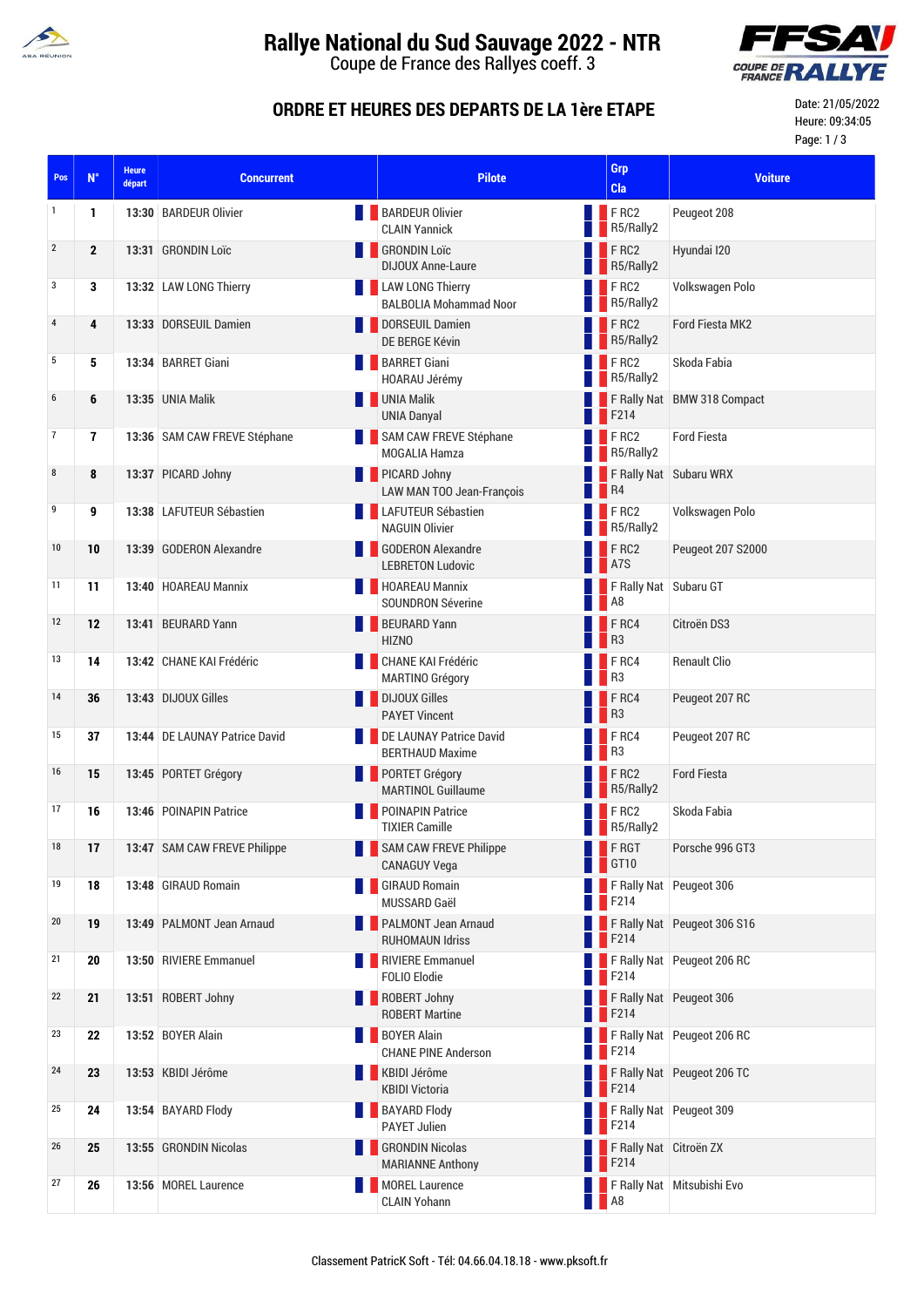# Rallye National du Sud Sauvage 2022 - NTR

Coupe de France des Rallyes coeff. 3

## ORDRE ET HEURES DES DEPARTS DE LA 1ère ETAPE

Date: 21/05/2022
Heure: 09:34:05

| Pos | N° | Heure départ | Concurrent | Pilote | Grp Cla | Voiture |
|---|---|---|---|---|---|---|
| 1 | 1 | 13:30 | BARDEUR Olivier | BARDEUR Olivier<br>CLAIN Yannick | F RC2<br>R5/Rally2 | Peugeot 208 |
| 2 | 2 | 13:31 | GRONDIN Loïc | GRONDIN Loïc<br>DIJOUX Anne-Laure | F RC2<br>R5/Rally2 | Hyundai I20 |
| 3 | 3 | 13:32 | LAW LONG Thierry | LAW LONG Thierry<br>BALBOLIA Mohammad Noor | F RC2<br>R5/Rally2 | Volkswagen Polo |
| 4 | 4 | 13:33 | DORSEUIL Damien | DORSEUIL Damien<br>DE BERGE Kévin | F RC2<br>R5/Rally2 | Ford Fiesta MK2 |
| 5 | 5 | 13:34 | BARRET Giani | BARRET Giani<br>HOARAU Jérémy | F RC2<br>R5/Rally2 | Skoda Fabia |
| 6 | 6 | 13:35 | UNIA Malik | UNIA Malik<br>UNIA Danyal | F Rally Nat<br>F214 | BMW 318 Compact |
| 7 | 7 | 13:36 | SAM CAW FREVE Stéphane | SAM CAW FREVE Stéphane<br>MOGALIA Hamza | F RC2<br>R5/Rally2 | Ford Fiesta |
| 8 | 8 | 13:37 | PICARD Johny | PICARD Johny<br>LAW MAN TOO Jean-François | F Rally Nat<br>R4 | Subaru WRX |
| 9 | 9 | 13:38 | LAFUTEUR Sébastien | LAFUTEUR Sébastien<br>NAGUIN Olivier | F RC2<br>R5/Rally2 | Volkswagen Polo |
| 10 | 10 | 13:39 | GODERON Alexandre | GODERON Alexandre<br>LEBRETON Ludovic | F RC2<br>A7S | Peugeot 207 S2000 |
| 11 | 11 | 13:40 | HOAREAU Mannix | HOAREAU Mannix<br>SOUNDRON Séverine | F Rally Nat<br>A8 | Subaru GT |
| 12 | 12 | 13:41 | BEURARD Yann | BEURARD Yann<br>HIZNO | F RC4<br>R3 | Citroën DS3 |
| 13 | 14 | 13:42 | CHANE KAI Frédéric | CHANE KAI Frédéric<br>MARTINO Grégory | F RC4<br>R3 | Renault Clio |
| 14 | 36 | 13:43 | DIJOUX Gilles | DIJOUX Gilles<br>PAYET Vincent | F RC4<br>R3 | Peugeot 207 RC |
| 15 | 37 | 13:44 | DE LAUNAY Patrice David | DE LAUNAY Patrice David<br>BERTHAUD Maxime | F RC4<br>R3 | Peugeot 207 RC |
| 16 | 15 | 13:45 | PORTET Grégory | PORTET Grégory<br>MARTINOL Guillaume | F RC2<br>R5/Rally2 | Ford Fiesta |
| 17 | 16 | 13:46 | POINAPIN Patrice | POINAPIN Patrice<br>TIXIER Camille | F RC2<br>R5/Rally2 | Skoda Fabia |
| 18 | 17 | 13:47 | SAM CAW FREVE Philippe | SAM CAW FREVE Philippe<br>CANAGUY Vega | F RGT<br>GT10 | Porsche 996 GT3 |
| 19 | 18 | 13:48 | GIRAUD Romain | GIRAUD Romain<br>MUSSARD Gaël | F Rally Nat<br>F214 | Peugeot 306 |
| 20 | 19 | 13:49 | PALMONT Jean Arnaud | PALMONT Jean Arnaud<br>RUHOMAUN Idriss | F Rally Nat<br>F214 | Peugeot 306 S16 |
| 21 | 20 | 13:50 | RIVIERE Emmanuel | RIVIERE Emmanuel<br>FOLIO Elodie | F Rally Nat<br>F214 | Peugeot 206 RC |
| 22 | 21 | 13:51 | ROBERT Johny | ROBERT Johny<br>ROBERT Martine | F Rally Nat<br>F214 | Peugeot 306 |
| 23 | 22 | 13:52 | BOYER Alain | BOYER Alain<br>CHANE PINE Anderson | F Rally Nat<br>F214 | Peugeot 206 RC |
| 24 | 23 | 13:53 | KBIDI Jérôme | KBIDI Jérôme<br>KBIDI Victoria | F Rally Nat<br>F214 | Peugeot 206 TC |
| 25 | 24 | 13:54 | BAYARD Flody | BAYARD Flody<br>PAYET Julien | F Rally Nat<br>F214 | Peugeot 309 |
| 26 | 25 | 13:55 | GRONDIN Nicolas | GRONDIN Nicolas<br>MARIANNE Anthony | F Rally Nat<br>F214 | Citroën ZX |
| 27 | 26 | 13:56 | MOREL Laurence | MOREL Laurence<br>CLAIN Yohann | F Rally Nat<br>A8 | Mitsubishi Evo |

Classement PatricK Soft - Tél: 04.66.04.18.18 - www.pksoft.fr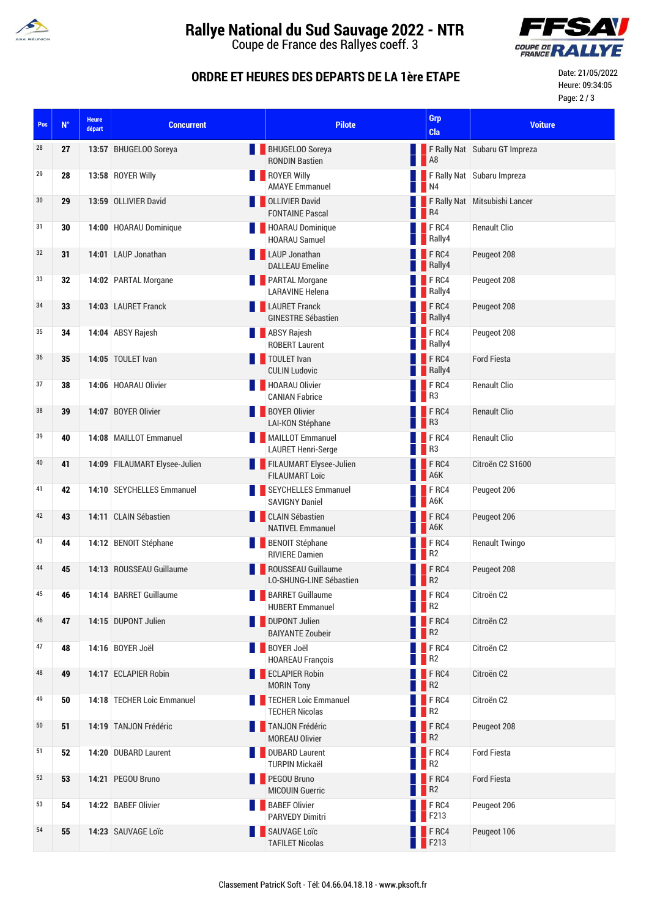# Rallye National du Sud Sauvage 2022 - NTR

Coupe de France des Rallyes coeff. 3

## ORDRE ET HEURES DES DEPARTS DE LA 1ère ETAPE

Date: 21/05/2022
Heure: 09:34:05

| Pos | N° | Heure départ | Concurrent | Pilote | Grp Cla | Voiture |
|---|---|---|---|---|---|---|
| 28 | 27 | 13:57 | BHUGELOO Soreya | BHUGELOO Soreya<br>RONDIN Bastien | F Rally Nat<br>A8 | Subaru GT Impreza |
| 29 | 28 | 13:58 | ROYER Willy | ROYER Willy<br>AMAYE Emmanuel | F Rally Nat<br>N4 | Subaru Impreza |
| 30 | 29 | 13:59 | OLLIVIER David | OLLIVIER David<br>FONTAINE Pascal | F Rally Nat<br>R4 | Mitsubishi Lancer |
| 31 | 30 | 14:00 | HOARAU Dominique | HOARAU Dominique<br>HOARAU Samuel | F RC4<br>Rally4 | Renault Clio |
| 32 | 31 | 14:01 | LAUP Jonathan | LAUP Jonathan<br>DALLEAU Emeline | F RC4<br>Rally4 | Peugeot 208 |
| 33 | 32 | 14:02 | PARTAL Morgane | PARTAL Morgane<br>LARAVINE Helena | F RC4<br>Rally4 | Peugeot 208 |
| 34 | 33 | 14:03 | LAURET Franck | LAURET Franck<br>GINESTRE Sébastien | F RC4<br>Rally4 | Peugeot 208 |
| 35 | 34 | 14:04 | ABSY Rajesh | ABSY Rajesh<br>ROBERT Laurent | F RC4<br>Rally4 | Peugeot 208 |
| 36 | 35 | 14:05 | TOULET Ivan | TOULET Ivan<br>CULIN Ludovic | F RC4<br>Rally4 | Ford Fiesta |
| 37 | 38 | 14:06 | HOARAU Olivier | HOARAU Olivier<br>CANIAN Fabrice | F RC4<br>R3 | Renault Clio |
| 38 | 39 | 14:07 | BOYER Olivier | BOYER Olivier<br>LAI-KON Stéphane | F RC4<br>R3 | Renault Clio |
| 39 | 40 | 14:08 | MAILLOT Emmanuel | MAILLOT Emmanuel<br>LAURET Henri-Serge | F RC4<br>R3 | Renault Clio |
| 40 | 41 | 14:09 | FILAUMART Elysee-Julien | FILAUMART Elysee-Julien<br>FILAUMART Loïc | F RC4<br>A6K | Citroën C2 S1600 |
| 41 | 42 | 14:10 | SEYCHELLES Emmanuel | SEYCHELLES Emmanuel<br>SAVIGNY Daniel | F RC4<br>A6K | Peugeot 206 |
| 42 | 43 | 14:11 | CLAIN Sébastien | CLAIN Sébastien<br>NATIVEL Emmanuel | F RC4<br>A6K | Peugeot 206 |
| 43 | 44 | 14:12 | BENOIT Stéphane | BENOIT Stéphane<br>RIVIERE Damien | F RC4<br>R2 | Renault Twingo |
| 44 | 45 | 14:13 | ROUSSEAU Guillaume | ROUSSEAU Guillaume<br>LO-SHUNG-LINE Sébastien | F RC4<br>R2 | Peugeot 208 |
| 45 | 46 | 14:14 | BARRET Guillaume | BARRET Guillaume<br>HUBERT Emmanuel | F RC4<br>R2 | Citroën C2 |
| 46 | 47 | 14:15 | DUPONT Julien | DUPONT Julien<br>BAIYANTE Zoubeir | F RC4<br>R2 | Citroën C2 |
| 47 | 48 | 14:16 | BOYER Joël | BOYER Joël<br>HOAREAU François | F RC4<br>R2 | Citroën C2 |
| 48 | 49 | 14:17 | ECLAPIER Robin | ECLAPIER Robin<br>MORIN Tony | F RC4<br>R2 | Citroën C2 |
| 49 | 50 | 14:18 | TECHER Loic Emmanuel | TECHER Loic Emmanuel<br>TECHER Nicolas | F RC4<br>R2 | Citroën C2 |
| 50 | 51 | 14:19 | TANJON Frédéric | TANJON Frédéric<br>MOREAU Olivier | F RC4<br>R2 | Peugeot 208 |
| 51 | 52 | 14:20 | DUBARD Laurent | DUBARD Laurent<br>TURPIN Mickaël | F RC4<br>R2 | Ford Fiesta |
| 52 | 53 | 14:21 | PEGOU Bruno | PEGOU Bruno<br>MICOUIN Guerric | F RC4<br>R2 | Ford Fiesta |
| 53 | 54 | 14:22 | BABEF Olivier | BABEF Olivier<br>PARVEDY Dimitri | F RC4<br>F213 | Peugeot 206 |
| 54 | 55 | 14:23 | SAUVAGE Loïc | SAUVAGE Loïc<br>TAFILET Nicolas | F RC4<br>F213 | Peugeot 106 |

Classement PatricK Soft - Tél: 04.66.04.18.18 - www.pksoft.fr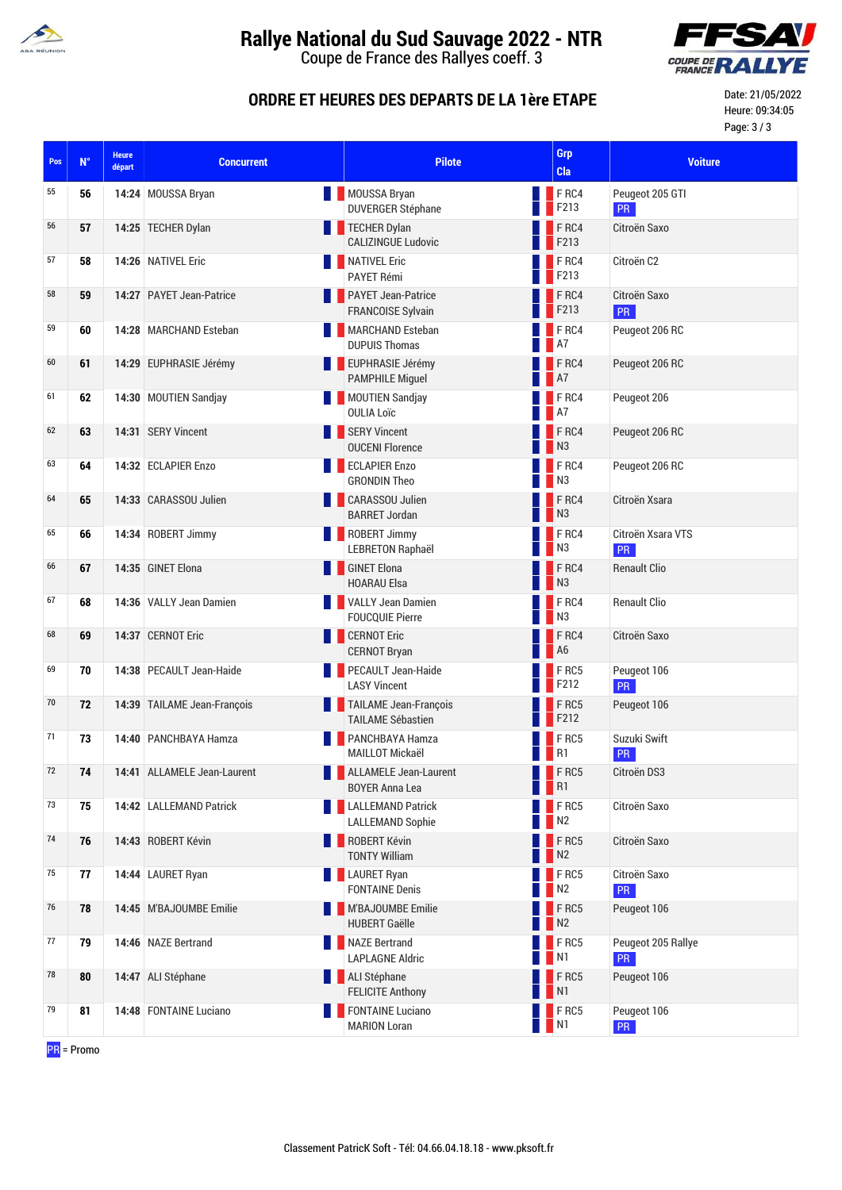# Rallye National du Sud Sauvage 2022 - NTR

Coupe de France des Rallyes coeff. 3

## ORDRE ET HEURES DES DEPARTS DE LA 1ère ETAPE

Date: 21/05/2022
Heure: 09:34:05

| Pos | N° | Heure départ | Concurrent | Pilote | Grp Cla | Voiture |
|---|---|---|---|---|---|---|
| 55 | 56 | 14:24 | MOUSSA Bryan | MOUSSA Bryan<br>DUVERGER Stéphane | F RC4<br>F213 | Peugeot 205 GTI<br>PR |
| 56 | 57 | 14:25 | TECHER Dylan | TECHER Dylan<br>CALIZINGUE Ludovic | F RC4<br>F213 | Citroën Saxo |
| 57 | 58 | 14:26 | NATIVEL Eric | NATIVEL Eric<br>PAYET Rémi | F RC4<br>F213 | Citroën C2 |
| 58 | 59 | 14:27 | PAYET Jean-Patrice | PAYET Jean-Patrice<br>FRANCOISE Sylvain | F RC4<br>F213 | Citroën Saxo<br>PR |
| 59 | 60 | 14:28 | MARCHAND Esteban | MARCHAND Esteban<br>DUPUIS Thomas | F RC4<br>A7 | Peugeot 206 RC |
| 60 | 61 | 14:29 | EUPHRASIE Jérémy | EUPHRASIE Jérémy<br>PAMPHILE Miguel | F RC4<br>A7 | Peugeot 206 RC |
| 61 | 62 | 14:30 | MOUTIEN Sandjay | MOUTIEN Sandjay<br>OULIA Loïc | F RC4<br>A7 | Peugeot 206 |
| 62 | 63 | 14:31 | SERY Vincent | SERY Vincent<br>OUCENI Florence | F RC4<br>N3 | Peugeot 206 RC |
| 63 | 64 | 14:32 | ECLAPIER Enzo | ECLAPIER Enzo<br>GRONDIN Theo | F RC4<br>N3 | Peugeot 206 RC |
| 64 | 65 | 14:33 | CARASSOU Julien | CARASSOU Julien<br>BARRET Jordan | F RC4<br>N3 | Citroën Xsara |
| 65 | 66 | 14:34 | ROBERT Jimmy | ROBERT Jimmy<br>LEBRETON Raphaël | F RC4<br>N3 | Citroën Xsara VTS<br>PR |
| 66 | 67 | 14:35 | GINET Elona | GINET Elona<br>HOARAU Elsa | F RC4<br>N3 | Renault Clio |
| 67 | 68 | 14:36 | VALLY Jean Damien | VALLY Jean Damien<br>FOUCQUIE Pierre | F RC4<br>N3 | Renault Clio |
| 68 | 69 | 14:37 | CERNOT Eric | CERNOT Eric<br>CERNOT Bryan | F RC4<br>A6 | Citroën Saxo |
| 69 | 70 | 14:38 | PECAULT Jean-Haide | PECAULT Jean-Haide<br>LASY Vincent | F RC5<br>F212 | Peugeot 106<br>PR |
| 70 | 72 | 14:39 | TAILAME Jean-François | TAILAME Jean-François<br>TAILAME Sébastien | F RC5<br>F212 | Peugeot 106 |
| 71 | 73 | 14:40 | PANCHBAYA Hamza | PANCHBAYA Hamza<br>MAILLOT Mickaël | F RC5<br>R1 | Suzuki Swift<br>PR |
| 72 | 74 | 14:41 | ALLAMELE Jean-Laurent | ALLAMELE Jean-Laurent<br>BOYER Anna Lea | F RC5<br>R1 | Citroën DS3 |
| 73 | 75 | 14:42 | LALLEMAND Patrick | LALLEMAND Patrick<br>LALLEMAND Sophie | F RC5<br>N2 | Citroën Saxo |
| 74 | 76 | 14:43 | ROBERT Kévin | ROBERT Kévin<br>TONTY William | F RC5<br>N2 | Citroën Saxo |
| 75 | 77 | 14:44 | LAURET Ryan | LAURET Ryan<br>FONTAINE Denis | F RC5<br>N2 | Citroën Saxo<br>PR |
| 76 | 78 | 14:45 | M'BAJOUMBE Emilie | M'BAJOUMBE Emilie<br>HUBERT Gaëlle | F RC5<br>N2 | Peugeot 106 |
| 77 | 79 | 14:46 | NAZE Bertrand | NAZE Bertrand<br>LAPLAGNE Aldric | F RC5<br>N1 | Peugeot 205 Rallye<br>PR |
| 78 | 80 | 14:47 | ALI Stéphane | ALI Stéphane<br>FELICITE Anthony | F RC5<br>N1 | Peugeot 106 |
| 79 | 81 | 14:48 | FONTAINE Luciano | FONTAINE Luciano<br>MARION Loran | F RC5<br>N1 | Peugeot 106<br>PR |

PR = Promo

Classement PatricK Soft - Tél: 04.66.04.18.18 - www.pksoft.fr